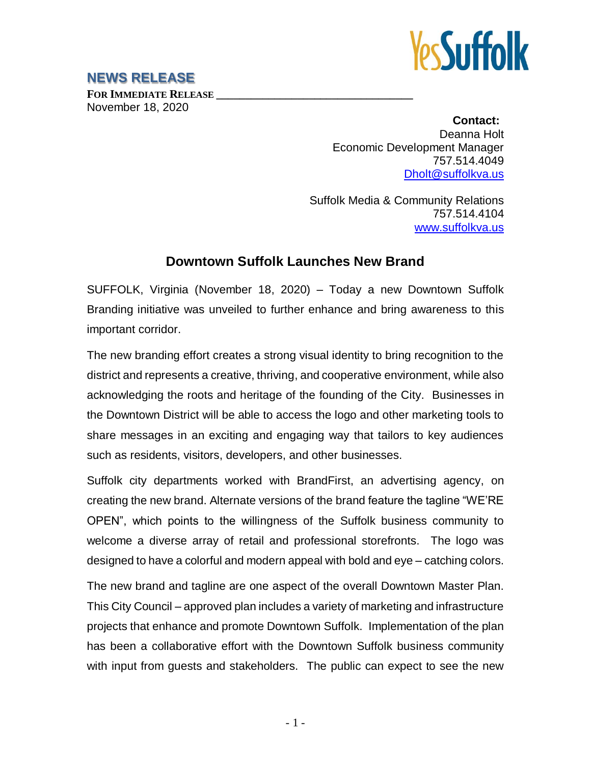YesSuffolk

## NEWS RELEASE

**FOR IMMEDIATE RELEASE**
November 18, 2020

**Contact:**
Deanna Holt
Economic Development Manager
757.514.4049
Dholt@suffolkva.us

Suffolk Media & Community Relations
757.514.4104
www.suffolkva.us

# Downtown Suffolk Launches New Brand

SUFFOLK, Virginia (November 18, 2020) – Today a new Downtown Suffolk Branding initiative was unveiled to further enhance and bring awareness to this important corridor.

The new branding effort creates a strong visual identity to bring recognition to the district and represents a creative, thriving, and cooperative environment, while also acknowledging the roots and heritage of the founding of the City. Businesses in the Downtown District will be able to access the logo and other marketing tools to share messages in an exciting and engaging way that tailors to key audiences such as residents, visitors, developers, and other businesses.

Suffolk city departments worked with BrandFirst, an advertising agency, on creating the new brand. Alternate versions of the brand feature the tagline "WE'RE OPEN", which points to the willingness of the Suffolk business community to welcome a diverse array of retail and professional storefronts. The logo was designed to have a colorful and modern appeal with bold and eye – catching colors.

The new brand and tagline are one aspect of the overall Downtown Master Plan. This City Council – approved plan includes a variety of marketing and infrastructure projects that enhance and promote Downtown Suffolk. Implementation of the plan has been a collaborative effort with the Downtown Suffolk business community with input from guests and stakeholders. The public can expect to see the new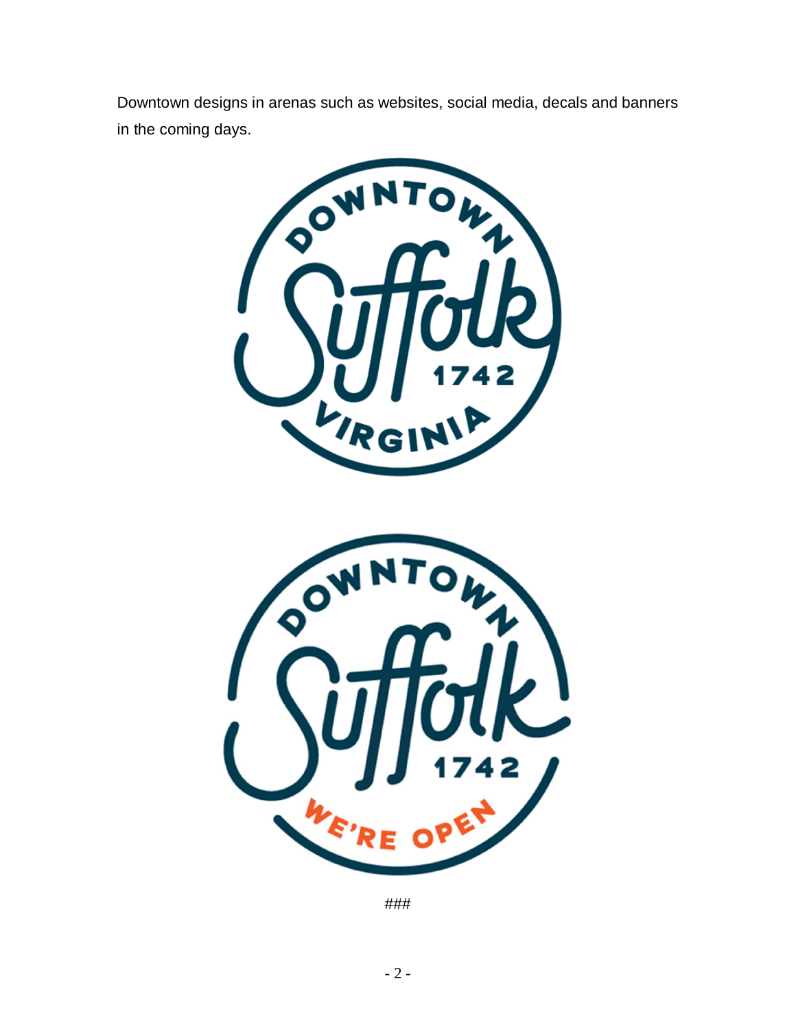Downtown designs in arenas such as websites, social media, decals and banners in the coming days.

DOWNTOWN
Suffolk
1742
VIRGINIA

DOWNTOWN
Suffolk
1742
WE'RE OPEN

###